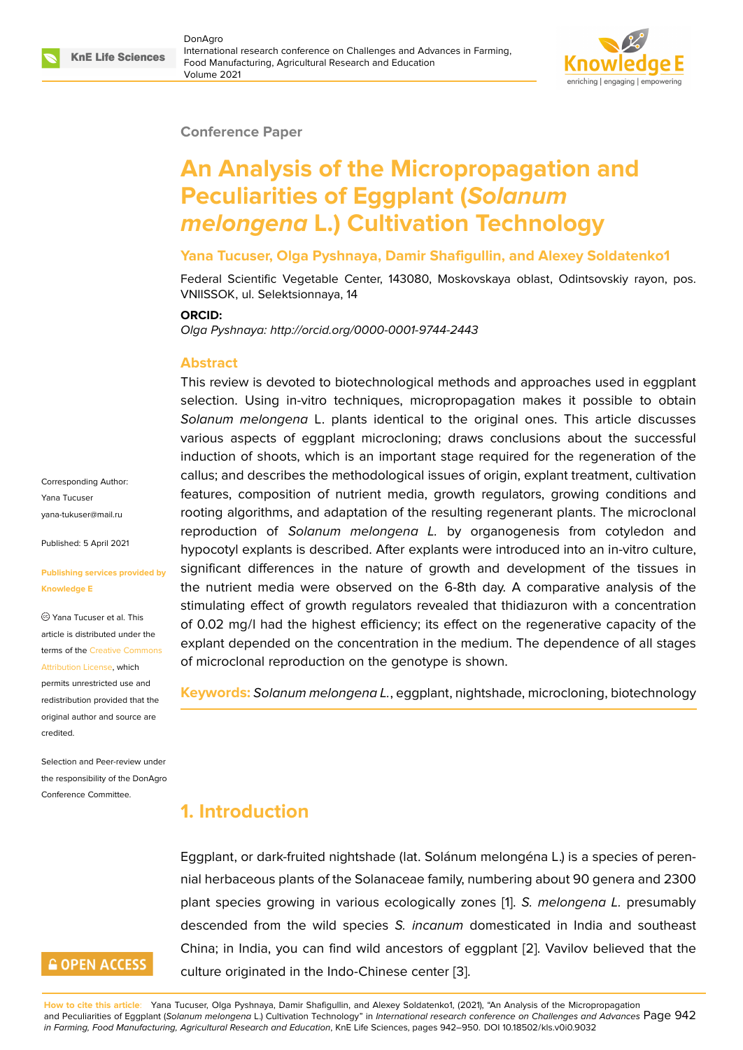Conference Paper

# An Analysis of the Micropropagation and Peculiarities of Eggplant (*Solanum melongena* L.) Cultivation Technology

**Yana Tucuser, Olga Pyshnaya, Damir Shafigullin, and Alexey Soldatenko1**

Federal Scientific Vegetable Center, 143080, Moskovskaya oblast, Odintsovskiy rayon, pos. VNIISSOK, ul. Selektsionnaya, 14

**ORCID:**

*Olga Pyshnaya: http://orcid.org/0000-0001-9744-2443*

Corresponding Author: Yana Tucuser yana-tukuser@mail.ru

Published: 5 April 2021

Publishing services provided by Knowledge E

Yana Tucuser et al. This article is distributed under the terms of the Creative Commons Attribution License, which permits unrestricted use and redistribution provided that the original author and source are credited.

Selection and Peer-review under the responsibility of the DonAgro Conference Committee.

## Abstract

This review is devoted to biotechnological methods and approaches used in eggplant selection. Using in-vitro techniques, micropropagation makes it possible to obtain *Solanum melongena* L. plants identical to the original ones. This article discusses various aspects of eggplant microcloning; draws conclusions about the successful induction of shoots, which is an important stage required for the regeneration of the callus; and describes the methodological issues of origin, explant treatment, cultivation features, composition of nutrient media, growth regulators, growing conditions and rooting algorithms, and adaptation of the resulting regenerant plants. The microclonal reproduction of *Solanum melongena L.* by organogenesis from cotyledon and hypocotyl explants is described. After explants were introduced into an in-vitro culture, significant differences in the nature of growth and development of the tissues in the nutrient media were observed on the 6-8th day. A comparative analysis of the stimulating effect of growth regulators revealed that thidiazuron with a concentration of 0.02 mg/l had the highest efficiency; its effect on the regenerative capacity of the explant depended on the concentration in the medium. The dependence of all stages of microclonal reproduction on the genotype is shown.

**Keywords:** *Solanum melongena L.*, eggplant, nightshade, microcloning, biotechnology

## 1. Introduction

Eggplant, or dark-fruited nightshade (lat. Solánum melongéna L.) is a species of perennial herbaceous plants of the Solanaceae family, numbering about 90 genera and 2300 plant species growing in various ecologically zones [1]. *S. melongena L.* presumably descended from the wild species *S. incanum* domesticated in India and southeast China; in India, you can find wild ancestors of eggplant [2]. Vavilov believed that the culture originated in the Indo-Chinese center [3].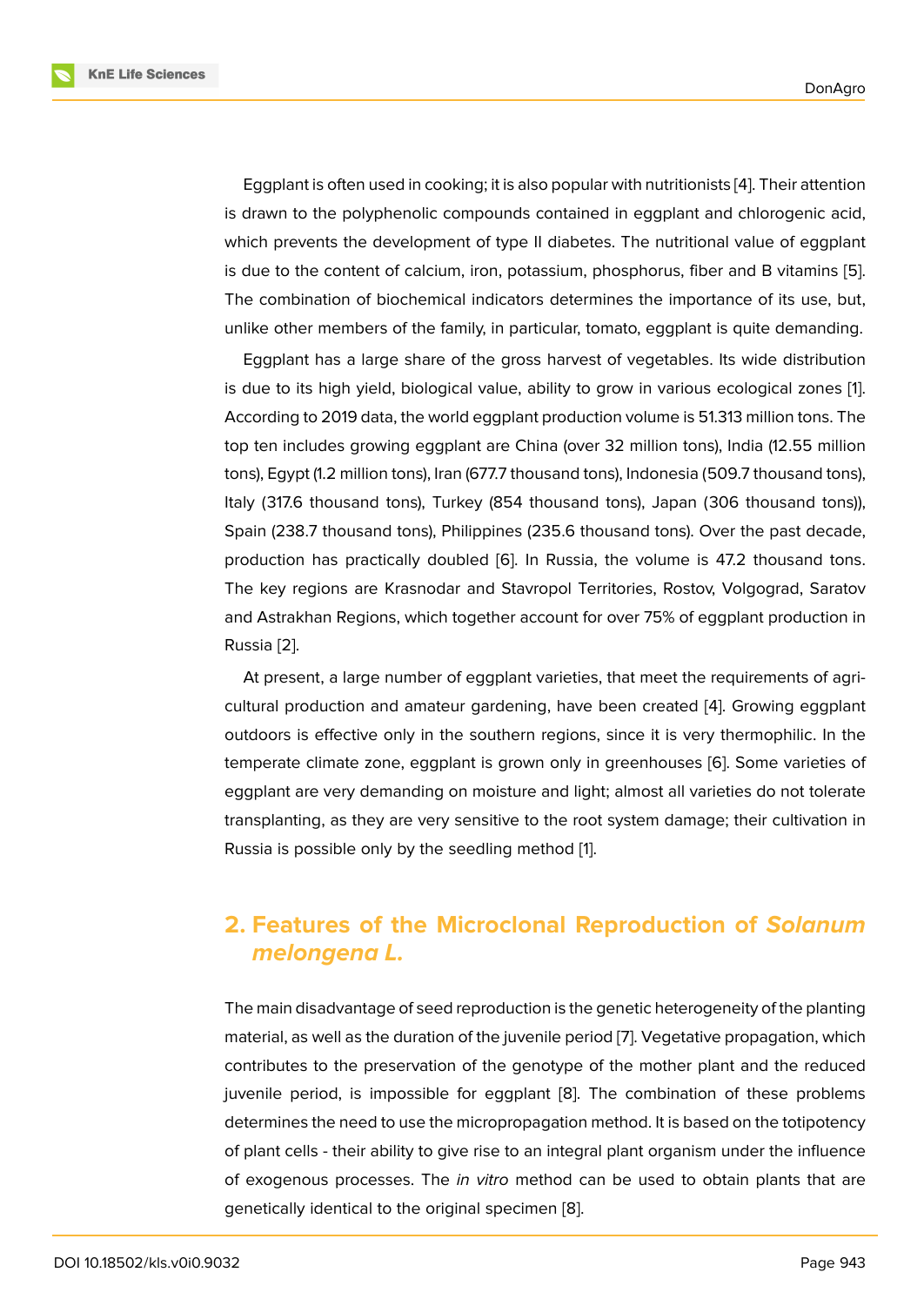Eggplant is often used in cooking; it is also popular with nutritionists [4]. Their attention is drawn to the polyphenolic compounds contained in eggplant and chlorogenic acid, which prevents the development of type II diabetes. The nutritional value of eggplant is due to the content of calcium, iron, potassium, phosphorus, fiber and B vitamins [5]. The combination of biochemical indicators determines the importance of its use, but, unlike other members of the family, in particular, tomato, eggplant is quite demanding.

Eggplant has a large share of the gross harvest of vegetables. Its wide distribution is due to its high yield, biological value, ability to grow in various ecological zones [1]. According to 2019 data, the world eggplant production volume is 51.313 million tons. The top ten includes growing eggplant are China (over 32 million tons), India (12.55 million tons), Egypt (1.2 million tons), Iran (677.7 thousand tons), Indonesia (509.7 thousand tons), Italy (317.6 thousand tons), Turkey (854 thousand tons), Japan (306 thousand tons)), Spain (238.7 thousand tons), Philippines (235.6 thousand tons). Over the past decade, production has practically doubled [6]. In Russia, the volume is 47.2 thousand tons. The key regions are Krasnodar and Stavropol Territories, Rostov, Volgograd, Saratov and Astrakhan Regions, which together account for over 75% of eggplant production in Russia [2].

At present, a large number of eggplant varieties, that meet the requirements of agricultural production and amateur gardening, have been created [4]. Growing eggplant outdoors is effective only in the southern regions, since it is very thermophilic. In the temperate climate zone, eggplant is grown only in greenhouses [6]. Some varieties of eggplant are very demanding on moisture and light; almost all varieties do not tolerate transplanting, as they are very sensitive to the root system damage; their cultivation in Russia is possible only by the seedling method [1].

## 2. Features of the Microclonal Reproduction of *Solanum melongena L.*

The main disadvantage of seed reproduction is the genetic heterogeneity of the planting material, as well as the duration of the juvenile period [7]. Vegetative propagation, which contributes to the preservation of the genotype of the mother plant and the reduced juvenile period, is impossible for eggplant [8]. The combination of these problems determines the need to use the micropropagation method. It is based on the totipotency of plant cells - their ability to give rise to an integral plant organism under the influence of exogenous processes. The *in vitro* method can be used to obtain plants that are genetically identical to the original specimen [8].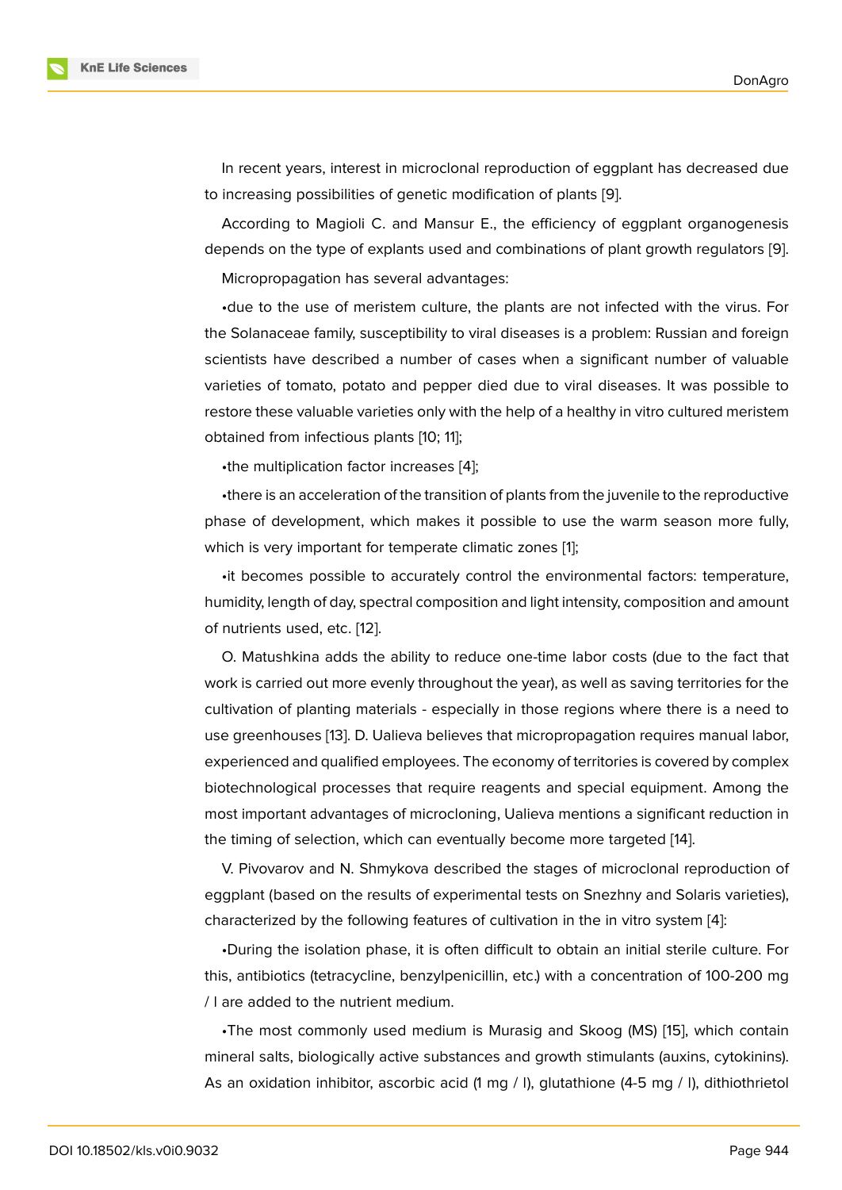In recent years, interest in microclonal reproduction of eggplant has decreased due to increasing possibilities of genetic modification of plants [9].

According to Magioli C. and Mansur E., the efficiency of eggplant organogenesis depends on the type of explants used and combinations of plant growth regulators [9].

Micropropagation has several advantages:

•due to the use of meristem culture, the plants are not infected with the virus. For the Solanaceae family, susceptibility to viral diseases is a problem: Russian and foreign scientists have described a number of cases when a significant number of valuable varieties of tomato, potato and pepper died due to viral diseases. It was possible to restore these valuable varieties only with the help of a healthy in vitro cultured meristem obtained from infectious plants [10; 11];

•the multiplication factor increases [4];

•there is an acceleration of the transition of plants from the juvenile to the reproductive phase of development, which makes it possible to use the warm season more fully, which is very important for temperate climatic zones [1];

•it becomes possible to accurately control the environmental factors: temperature, humidity, length of day, spectral composition and light intensity, composition and amount of nutrients used, etc. [12].

O. Matushkina adds the ability to reduce one-time labor costs (due to the fact that work is carried out more evenly throughout the year), as well as saving territories for the cultivation of planting materials - especially in those regions where there is a need to use greenhouses [13]. D. Ualieva believes that micropropagation requires manual labor, experienced and qualified employees. The economy of territories is covered by complex biotechnological processes that require reagents and special equipment. Among the most important advantages of microcloning, Ualieva mentions a significant reduction in the timing of selection, which can eventually become more targeted [14].

V. Pivovarov and N. Shmykova described the stages of microclonal reproduction of eggplant (based on the results of experimental tests on Snezhny and Solaris varieties), characterized by the following features of cultivation in the in vitro system [4]:

•During the isolation phase, it is often difficult to obtain an initial sterile culture. For this, antibiotics (tetracycline, benzylpenicillin, etc.) with a concentration of 100-200 mg / l are added to the nutrient medium.

•The most commonly used medium is Murasig and Skoog (MS) [15], which contain mineral salts, biologically active substances and growth stimulants (auxins, cytokinins). As an oxidation inhibitor, ascorbic acid (1 mg / l), glutathione (4-5 mg / l), dithiothrietol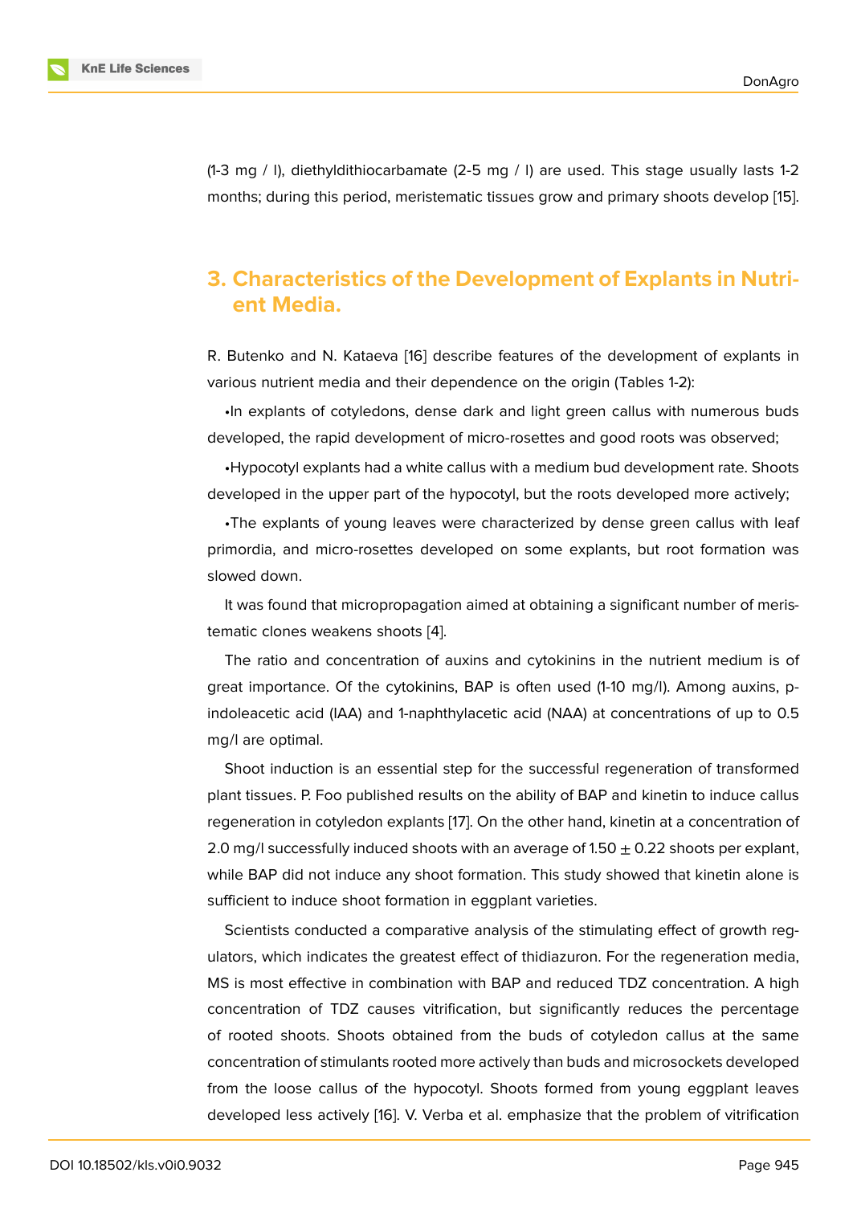(1-3 mg / l), diethyldithiocarbamate (2-5 mg / l) are used. This stage usually lasts 1-2 months; during this period, meristematic tissues grow and primary shoots develop [15].

## 3. Characteristics of the Development of Explants in Nutrient Media.

R. Butenko and N. Kataeva [16] describe features of the development of explants in various nutrient media and their dependence on the origin (Tables 1-2):

•In explants of cotyledons, dense dark and light green callus with numerous buds developed, the rapid development of micro-rosettes and good roots was observed;

•Hypocotyl explants had a white callus with a medium bud development rate. Shoots developed in the upper part of the hypocotyl, but the roots developed more actively;

•The explants of young leaves were characterized by dense green callus with leaf primordia, and micro-rosettes developed on some explants, but root formation was slowed down.

It was found that micropropagation aimed at obtaining a significant number of meristematic clones weakens shoots [4].

The ratio and concentration of auxins and cytokinins in the nutrient medium is of great importance. Of the cytokinins, BAP is often used (1-10 mg/l). Among auxins, p-indoleacetic acid (IAA) and 1-naphthylacetic acid (NAA) at concentrations of up to 0.5 mg/l are optimal.

Shoot induction is an essential step for the successful regeneration of transformed plant tissues. P. Foo published results on the ability of BAP and kinetin to induce callus regeneration in cotyledon explants [17]. On the other hand, kinetin at a concentration of 2.0 mg/l successfully induced shoots with an average of $1.50 \pm 0.22$ shoots per explant, while BAP did not induce any shoot formation. This study showed that kinetin alone is sufficient to induce shoot formation in eggplant varieties.

Scientists conducted a comparative analysis of the stimulating effect of growth regulators, which indicates the greatest effect of thidiazuron. For the regeneration media, MS is most effective in combination with BAP and reduced TDZ concentration. A high concentration of TDZ causes vitrification, but significantly reduces the percentage of rooted shoots. Shoots obtained from the buds of cotyledon callus at the same concentration of stimulants rooted more actively than buds and microsockets developed from the loose callus of the hypocotyl. Shoots formed from young eggplant leaves developed less actively [16]. V. Verba et al. emphasize that the problem of vitrification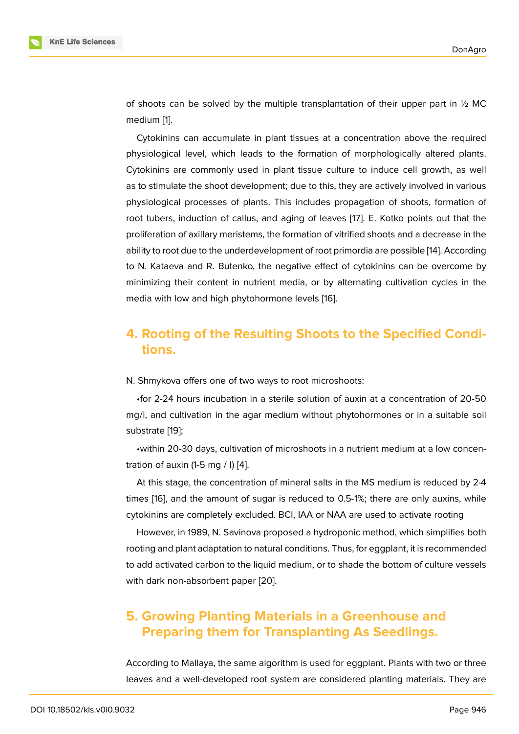of shoots can be solved by the multiple transplantation of their upper part in ½ MC medium [1].

Cytokinins can accumulate in plant tissues at a concentration above the required physiological level, which leads to the formation of morphologically altered plants. Cytokinins are commonly used in plant tissue culture to induce cell growth, as well as to stimulate the shoot development; due to this, they are actively involved in various physiological processes of plants. This includes propagation of shoots, formation of root tubers, induction of callus, and aging of leaves [17]. E. Kotko points out that the proliferation of axillary meristems, the formation of vitrified shoots and a decrease in the ability to root due to the underdevelopment of root primordia are possible [14]. According to N. Kataeva and R. Butenko, the negative effect of cytokinins can be overcome by minimizing their content in nutrient media, or by alternating cultivation cycles in the media with low and high phytohormone levels [16].

## 4. Rooting of the Resulting Shoots to the Specified Conditions.

N. Shmykova offers one of two ways to root microshoots:

•for 2-24 hours incubation in a sterile solution of auxin at a concentration of 20-50 mg/l, and cultivation in the agar medium without phytohormones or in a suitable soil substrate [19];

•within 20-30 days, cultivation of microshoots in a nutrient medium at a low concentration of auxin (1-5 mg / l) [4].

At this stage, the concentration of mineral salts in the MS medium is reduced by 2-4 times [16], and the amount of sugar is reduced to 0.5-1%; there are only auxins, while cytokinins are completely excluded. BCl, IAA or NAA are used to activate rooting

However, in 1989, N. Savinova proposed a hydroponic method, which simplifies both rooting and plant adaptation to natural conditions. Thus, for eggplant, it is recommended to add activated carbon to the liquid medium, or to shade the bottom of culture vessels with dark non-absorbent paper [20].

## 5. Growing Planting Materials in a Greenhouse and Preparing them for Transplanting As Seedlings.

According to Mallaya, the same algorithm is used for eggplant. Plants with two or three leaves and a well-developed root system are considered planting materials. They are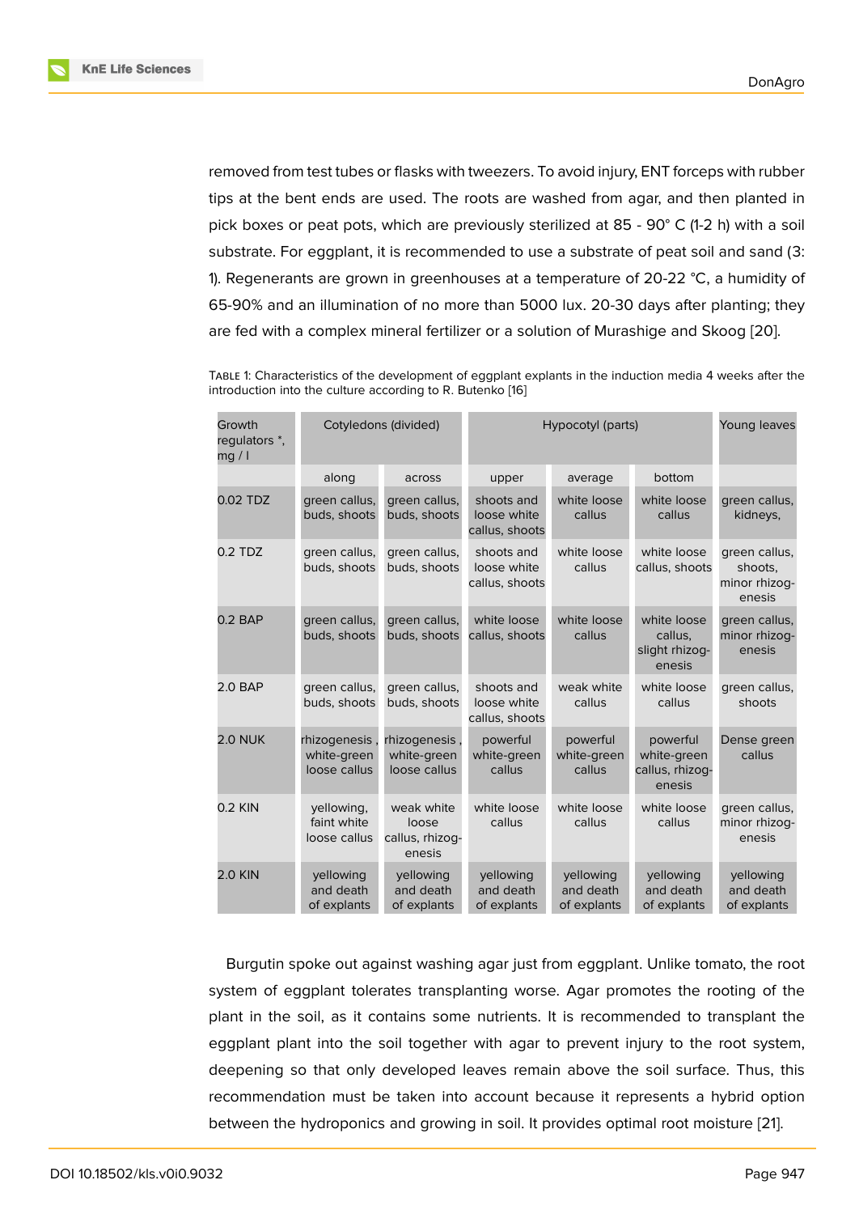removed from test tubes or flasks with tweezers. To avoid injury, ENT forceps with rubber tips at the bent ends are used. The roots are washed from agar, and then planted in pick boxes or peat pots, which are previously sterilized at 85 - 90° C (1-2 h) with a soil substrate. For eggplant, it is recommended to use a substrate of peat soil and sand (3: 1). Regenerants are grown in greenhouses at a temperature of 20-22 °C, a humidity of 65-90% and an illumination of no more than 5000 lux. 20-30 days after planting; they are fed with a complex mineral fertilizer or a solution of Murashige and Skoog [20].

Table 1: Characteristics of the development of eggplant explants in the induction media 4 weeks after the introduction into the culture according to R. Butenko [16]

| Growth regulators *, mg / l | Cotyledons (divided) | | Hypocotyl (parts) | | | Young leaves |
|---|---|---|---|---|---|---|
| | along | across | upper | average | bottom | |
| 0.02 TDZ | green callus, buds, shoots | green callus, buds, shoots | shoots and loose white callus, shoots | white loose callus | white loose callus | green callus, kidneys, |
| 0.2 TDZ | green callus, buds, shoots | green callus, buds, shoots | shoots and loose white callus, shoots | white loose callus | white loose callus, shoots | green callus, shoots, minor rhizogenesis |
| 0.2 BAP | green callus, buds, shoots | green callus, buds, shoots | white loose callus, shoots | white loose callus | white loose callus, slight rhizogenesis | green callus, minor rhizogenesis |
| 2.0 BAP | green callus, buds, shoots | green callus, buds, shoots | shoots and loose white callus, shoots | weak white callus | white loose callus | green callus, shoots |
| 2.0 NUK | rhizogenesis , white-green loose callus | rhizogenesis , white-green loose callus | powerful white-green callus | powerful white-green callus | powerful white-green callus, rhizogenesis | Dense green callus |
| 0.2 KIN | yellowing, faint white loose callus | weak white loose callus, rhizogenesis | white loose callus | white loose callus | white loose callus | green callus, minor rhizogenesis |
| 2.0 KIN | yellowing and death of explants | yellowing and death of explants | yellowing and death of explants | yellowing and death of explants | yellowing and death of explants | yellowing and death of explants |

Burgutin spoke out against washing agar just from eggplant. Unlike tomato, the root system of eggplant tolerates transplanting worse. Agar promotes the rooting of the plant in the soil, as it contains some nutrients. It is recommended to transplant the eggplant plant into the soil together with agar to prevent injury to the root system, deepening so that only developed leaves remain above the soil surface. Thus, this recommendation must be taken into account because it represents a hybrid option between the hydroponics and growing in soil. It provides optimal root moisture [21].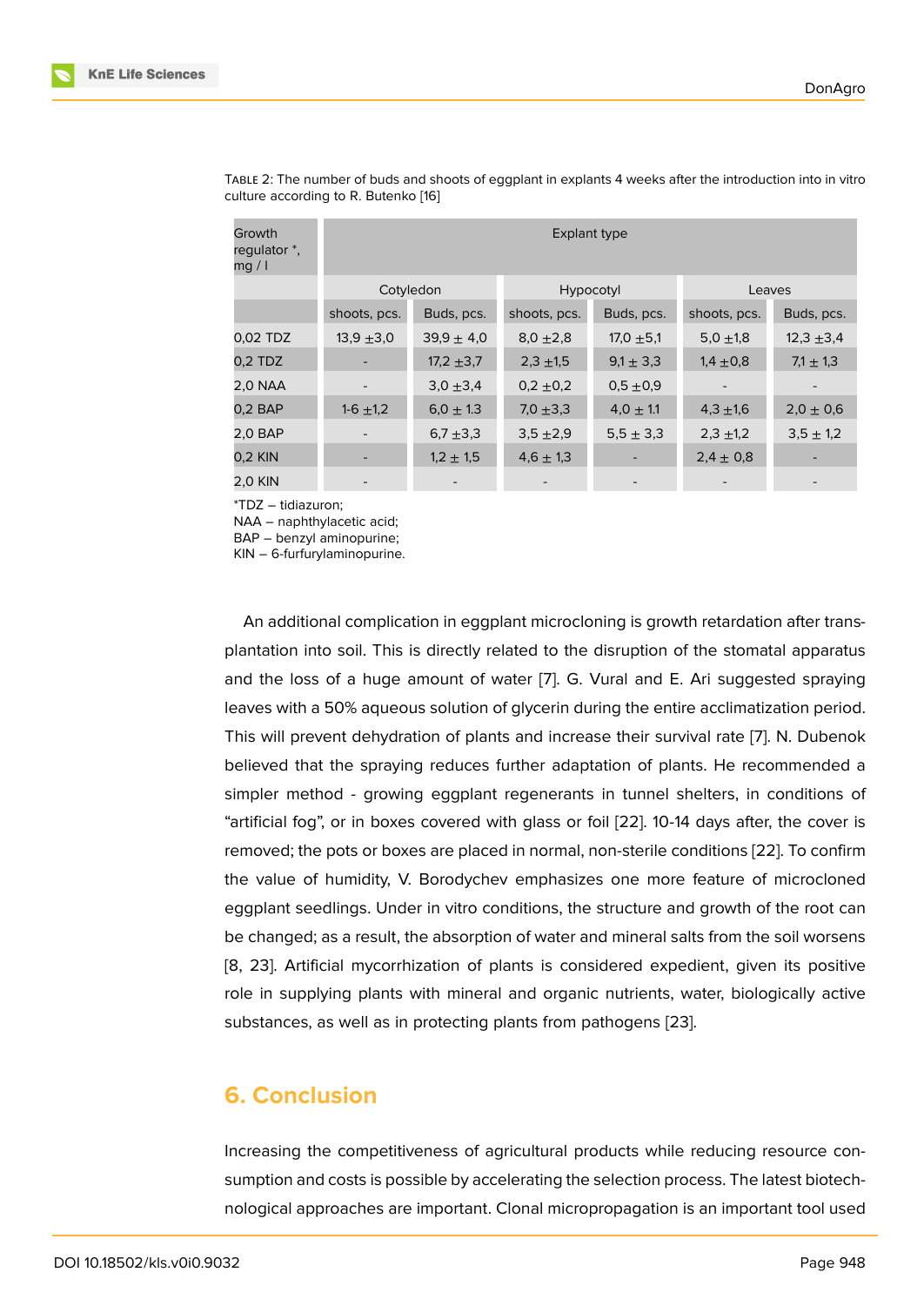TABLE 2: The number of buds and shoots of eggplant in explants 4 weeks after the introduction into in vitro culture according to R. Butenko [16]

| Growth regulator *, mg / l | Explant type | | | | | |
|---|---|---|---|---|---|---|
| | Cotyledon | | Hypocotyl | | Leaves | |
| | shoots, pcs. | Buds, pcs. | shoots, pcs. | Buds, pcs. | shoots, pcs. | Buds, pcs. |
| 0,02 TDZ | 13,9 ±3,0 | 39,9 ± 4,0 | 8,0 ±2,8 | 17,0 ±5,1 | 5,0 ±1,8 | 12,3 ±3,4 |
| 0,2 TDZ | - | 17,2 ±3,7 | 2,3 ±1,5 | 9,1 ± 3,3 | 1,4 ±0,8 | 7,1 ± 1,3 |
| 2,0 NAA | - | 3,0 ±3,4 | 0,2 ±0,2 | 0,5 ±0,9 | - | - |
| 0,2 BAP | 1-6 ±1,2 | 6,0 ± 1.3 | 7,0 ±3,3 | 4,0 ± 1.1 | 4,3 ±1,6 | 2,0 ± 0,6 |
| 2,0 BAP | - | 6,7 ±3,3 | 3,5 ±2,9 | 5,5 ± 3,3 | 2,3 ±1,2 | 3,5 ± 1,2 |
| 0,2 KIN | - | 1,2 ± 1,5 | 4,6 ± 1,3 | - | 2,4 ± 0,8 | - |
| 2,0 KIN | - | - | - | - | - | - |

*TDZ – tidiazuron;
NAA – naphthylacetic acid;
BAP – benzyl aminopurine;
KIN – 6-furfurylaminopurine.

An additional complication in eggplant microcloning is growth retardation after transplantation into soil. This is directly related to the disruption of the stomatal apparatus and the loss of a huge amount of water [7]. G. Vural and E. Ari suggested spraying leaves with a 50% aqueous solution of glycerin during the entire acclimatization period. This will prevent dehydration of plants and increase their survival rate [7]. N. Dubenok believed that the spraying reduces further adaptation of plants. He recommended a simpler method - growing eggplant regenerants in tunnel shelters, in conditions of "artificial fog", or in boxes covered with glass or foil [22]. 10-14 days after, the cover is removed; the pots or boxes are placed in normal, non-sterile conditions [22]. To confirm the value of humidity, V. Borodychev emphasizes one more feature of microcloned eggplant seedlings. Under in vitro conditions, the structure and growth of the root can be changed; as a result, the absorption of water and mineral salts from the soil worsens [8, 23]. Artificial mycorrhization of plants is considered expedient, given its positive role in supplying plants with mineral and organic nutrients, water, biologically active substances, as well as in protecting plants from pathogens [23].

## 6. Conclusion

Increasing the competitiveness of agricultural products while reducing resource consumption and costs is possible by accelerating the selection process. The latest biotechnological approaches are important. Clonal micropropagation is an important tool used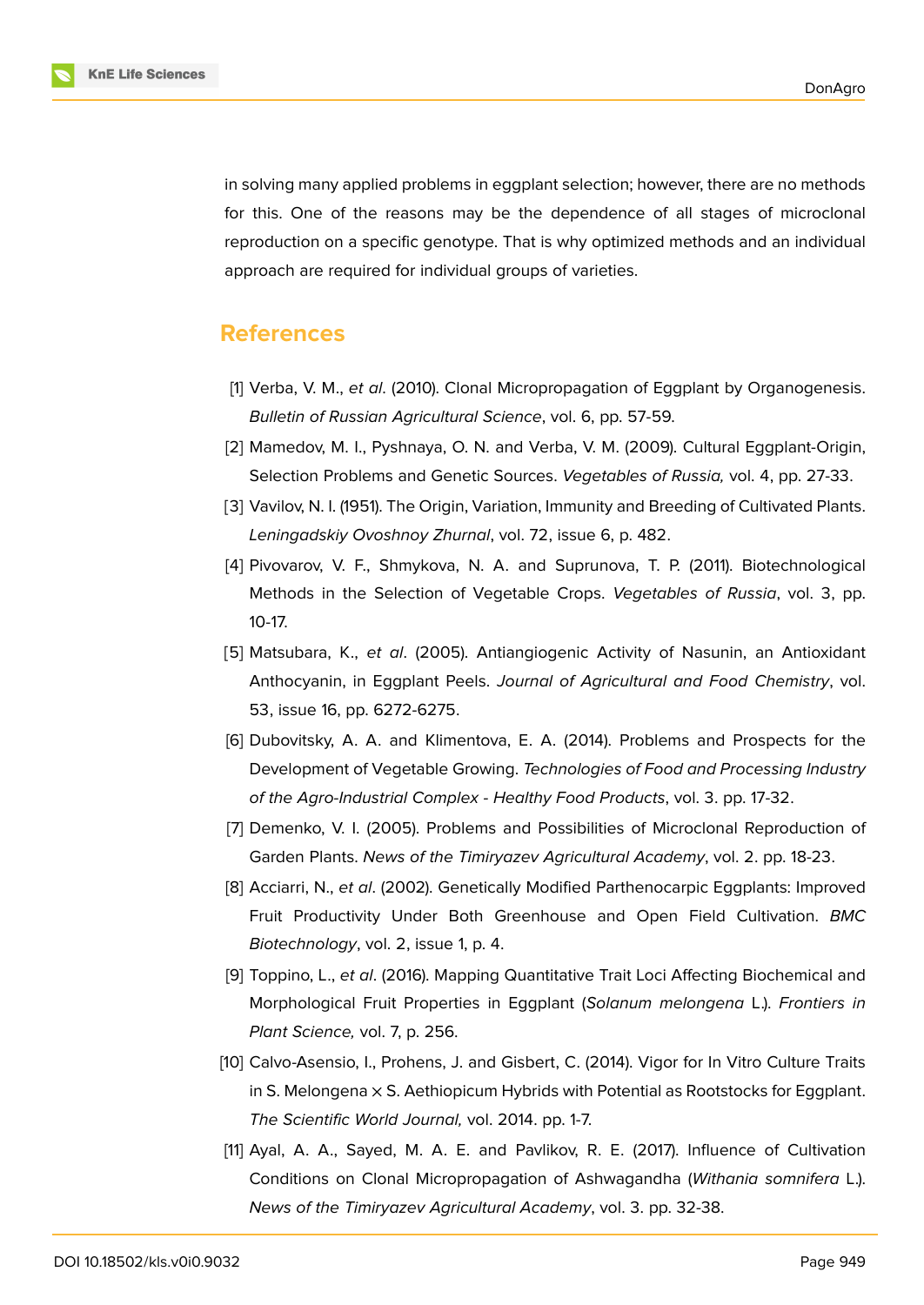in solving many applied problems in eggplant selection; however, there are no methods for this. One of the reasons may be the dependence of all stages of microclonal reproduction on a specific genotype. That is why optimized methods and an individual approach are required for individual groups of varieties.

## References

[1] Verba, V. M., *et al*. (2010). Clonal Micropropagation of Eggplant by Organogenesis. *Bulletin of Russian Agricultural Science*, vol. 6, pp. 57-59.

[2] Mamedov, M. I., Pyshnaya, O. N. and Verba, V. M. (2009). Cultural Eggplant-Origin, Selection Problems and Genetic Sources. *Vegetables of Russia,* vol. 4, pp. 27-33.

[3] Vavilov, N. I. (1951). The Origin, Variation, Immunity and Breeding of Cultivated Plants. *Leningadskiy Ovoshnoy Zhurnal*, vol. 72, issue 6, p. 482.

[4] Pivovarov, V. F., Shmykova, N. A. and Suprunova, T. P. (2011). Biotechnological Methods in the Selection of Vegetable Crops. *Vegetables of Russia*, vol. 3, pp. 10-17.

[5] Matsubara, K., *et al*. (2005). Antiangiogenic Activity of Nasunin, an Antioxidant Anthocyanin, in Eggplant Peels. *Journal of Agricultural and Food Chemistry*, vol. 53, issue 16, pp. 6272-6275.

[6] Dubovitsky, A. A. and Klimentova, E. A. (2014). Problems and Prospects for the Development of Vegetable Growing. *Technologies of Food and Processing Industry of the Agro-Industrial Complex - Healthy Food Products*, vol. 3. pp. 17-32.

[7] Demenko, V. I. (2005). Problems and Possibilities of Microclonal Reproduction of Garden Plants. *News of the Timiryazev Agricultural Academy*, vol. 2. pp. 18-23.

[8] Acciarri, N., *et al*. (2002). Genetically Modified Parthenocarpic Eggplants: Improved Fruit Productivity Under Both Greenhouse and Open Field Cultivation. *BMC Biotechnology*, vol. 2, issue 1, p. 4.

[9] Toppino, L., *et al*. (2016). Mapping Quantitative Trait Loci Affecting Biochemical and Morphological Fruit Properties in Eggplant (*Solanum melongena* L.). *Frontiers in Plant Science,* vol. 7, p. 256.

[10] Calvo-Asensio, I., Prohens, J. and Gisbert, C. (2014). Vigor for In Vitro Culture Traits in S. Melongena × S. Aethiopicum Hybrids with Potential as Rootstocks for Eggplant. *The Scientific World Journal,* vol. 2014. pp. 1-7.

[11] Ayal, A. A., Sayed, M. A. E. and Pavlikov, R. E. (2017). Influence of Cultivation Conditions on Clonal Micropropagation of Ashwagandha (*Withania somnifera* L.). *News of the Timiryazev Agricultural Academy*, vol. 3. pp. 32-38.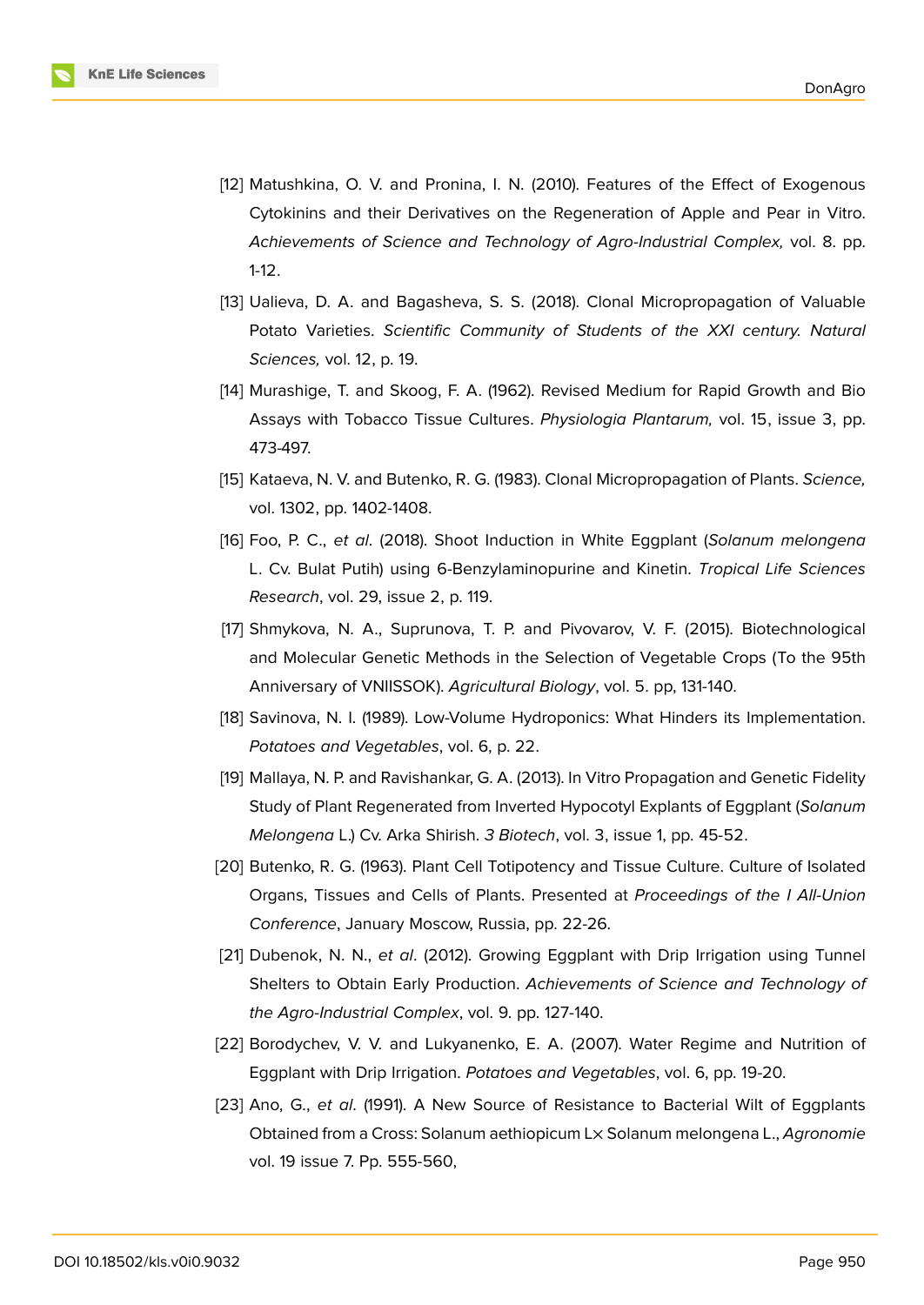[12] Matushkina, O. V. and Pronina, I. N. (2010). Features of the Effect of Exogenous Cytokinins and their Derivatives on the Regeneration of Apple and Pear in Vitro. *Achievements of Science and Technology of Agro-Industrial Complex,* vol. 8. pp. 1-12.

[13] Ualieva, D. A. and Bagasheva, S. S. (2018). Clonal Micropropagation of Valuable Potato Varieties. *Scientific Community of Students of the XXI century. Natural Sciences,* vol. 12, p. 19.

[14] Murashige, T. and Skoog, F. A. (1962). Revised Medium for Rapid Growth and Bio Assays with Tobacco Tissue Cultures. *Physiologia Plantarum,* vol. 15, issue 3, pp. 473-497.

[15] Kataeva, N. V. and Butenko, R. G. (1983). Clonal Micropropagation of Plants. *Science,* vol. 1302, pp. 1402-1408.

[16] Foo, P. C., *et al*. (2018). Shoot Induction in White Eggplant (*Solanum melongena* L. Cv. Bulat Putih) using 6-Benzylaminopurine and Kinetin. *Tropical Life Sciences Research*, vol. 29, issue 2, p. 119.

[17] Shmykova, N. A., Suprunova, T. P. and Pivovarov, V. F. (2015). Biotechnological and Molecular Genetic Methods in the Selection of Vegetable Crops (To the 95th Anniversary of VNIISSOK). *Agricultural Biology*, vol. 5. pp, 131-140.

[18] Savinova, N. I. (1989). Low-Volume Hydroponics: What Hinders its Implementation. *Potatoes and Vegetables*, vol. 6, p. 22.

[19] Mallaya, N. P. and Ravishankar, G. A. (2013). In Vitro Propagation and Genetic Fidelity Study of Plant Regenerated from Inverted Hypocotyl Explants of Eggplant (*Solanum Melongena* L.) Cv. Arka Shirish. *3 Biotech*, vol. 3, issue 1, pp. 45-52.

[20] Butenko, R. G. (1963). Plant Cell Totipotency and Tissue Culture. Culture of Isolated Organs, Tissues and Cells of Plants. Presented at *Proceedings of the I All-Union Conference*, January Moscow, Russia, pp. 22-26.

[21] Dubenok, N. N., *et al*. (2012). Growing Eggplant with Drip Irrigation using Tunnel Shelters to Obtain Early Production. *Achievements of Science and Technology of the Agro-Industrial Complex*, vol. 9. pp. 127-140.

[22] Borodychev, V. V. and Lukyanenko, E. A. (2007). Water Regime and Nutrition of Eggplant with Drip Irrigation. *Potatoes and Vegetables*, vol. 6, pp. 19-20.

[23] Ano, G., *et al*. (1991). A New Source of Resistance to Bacterial Wilt of Eggplants Obtained from a Cross: Solanum aethiopicum L× Solanum melongena L., *Agronomie* vol. 19 issue 7. Pp. 555-560,